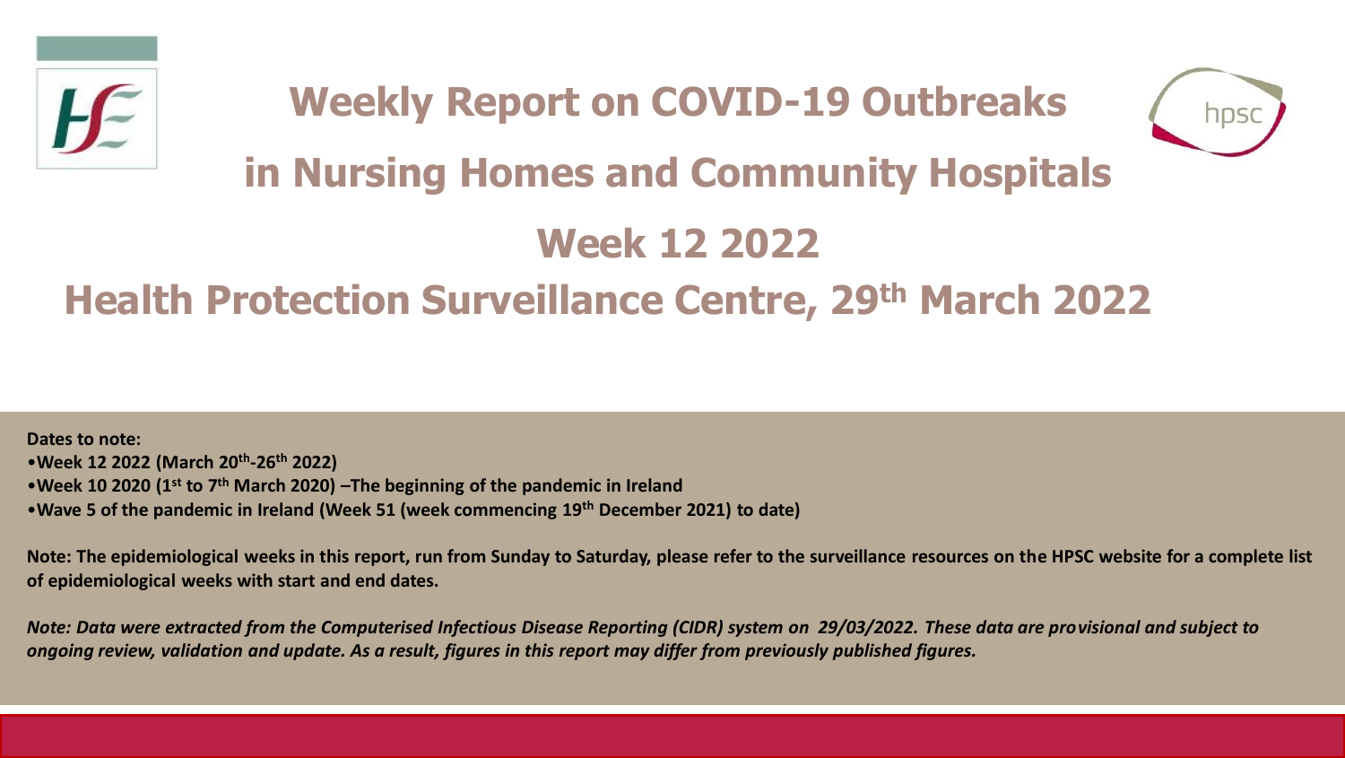# Weekly Report on COVID-19 Outbreaks in Nursing Homes and Community Hospitals

# Week 12 2022

## Health Protection Surveillance Centre, 29th March 2022

**Dates to note:**

- **Week 12 2022 (March 20th-26th 2022)**
- **Week 10 2020 (1st to 7th March 2020) –The beginning of the pandemic in Ireland**
- **Wave 5 of the pandemic in Ireland (Week 51 (week commencing 19th December 2021) to date)**

**Note: The epidemiological weeks in this report, run from Sunday to Saturday, please refer to the surveillance resources on the HPSC website for a complete list of epidemiological weeks with start and end dates.**

***Note: Data were extracted from the Computerised Infectious Disease Reporting (CIDR) system on 29/03/2022. These data are provisional and subject to ongoing review, validation and update. As a result, figures in this report may differ from previously published figures.***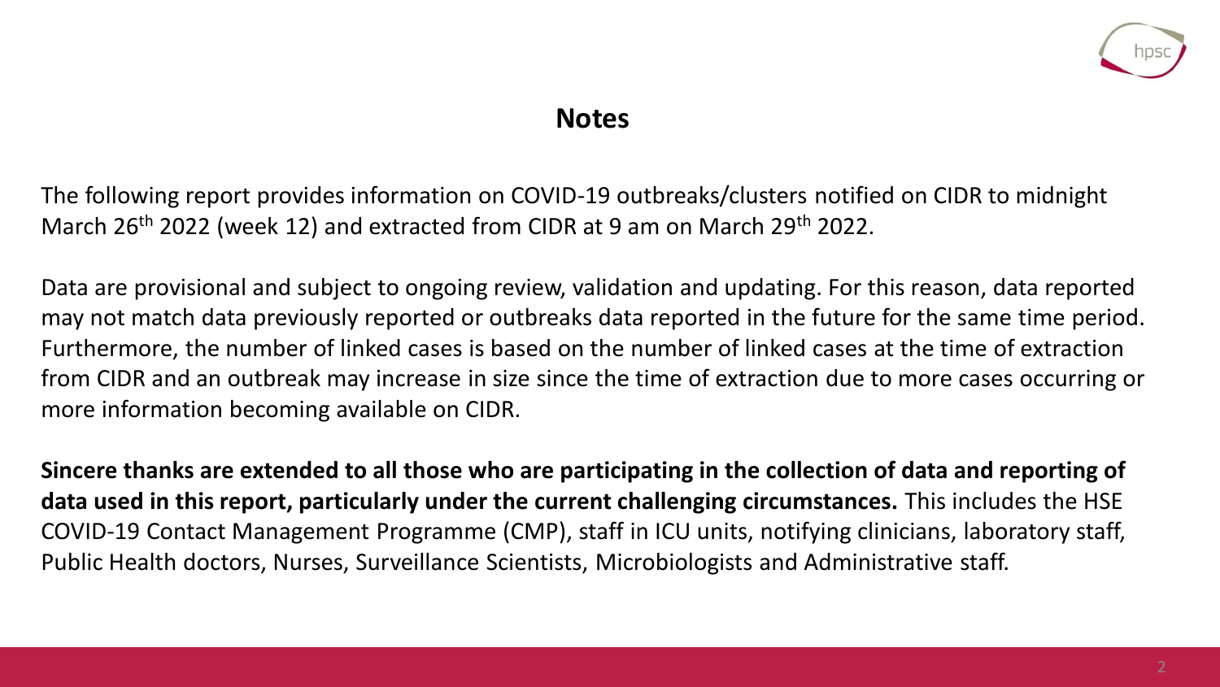## Notes

The following report provides information on COVID-19 outbreaks/clusters notified on CIDR to midnight March 26th 2022 (week 12) and extracted from CIDR at 9 am on March 29th 2022.

Data are provisional and subject to ongoing review, validation and updating. For this reason, data reported may not match data previously reported or outbreaks data reported in the future for the same time period. Furthermore, the number of linked cases is based on the number of linked cases at the time of extraction from CIDR and an outbreak may increase in size since the time of extraction due to more cases occurring or more information becoming available on CIDR.

**Sincere thanks are extended to all those who are participating in the collection of data and reporting of data used in this report, particularly under the current challenging circumstances.** This includes the HSE COVID-19 Contact Management Programme (CMP), staff in ICU units, notifying clinicians, laboratory staff, Public Health doctors, Nurses, Surveillance Scientists, Microbiologists and Administrative staff.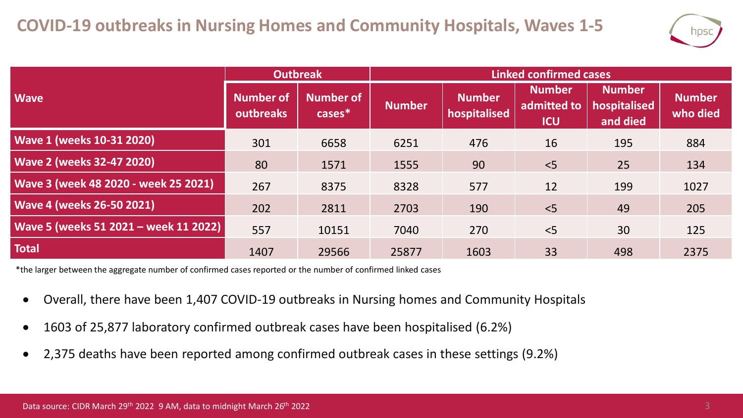# COVID-19 outbreaks in Nursing Homes and Community Hospitals, Waves 1-5

| Wave | Outbreak | | Linked confirmed cases | | | | |
|---|---|---|---|---|---|---|---|
| | Number of outbreaks | Number of cases* | Number | Number hospitalised | Number admitted to ICU | Number hospitalised and died | Number who died |
| Wave 1 (weeks 10-31 2020) | 301 | 6658 | 6251 | 476 | 16 | 195 | 884 |
| Wave 2 (weeks 32-47 2020) | 80 | 1571 | 1555 | 90 | <5 | 25 | 134 |
| Wave 3 (week 48 2020 - week 25 2021) | 267 | 8375 | 8328 | 577 | 12 | 199 | 1027 |
| Wave 4 (weeks 26-50 2021) | 202 | 2811 | 2703 | 190 | <5 | 49 | 205 |
| Wave 5 (weeks 51 2021 – week 11 2022) | 557 | 10151 | 7040 | 270 | <5 | 30 | 125 |
| Total | 1407 | 29566 | 25877 | 1603 | 33 | 498 | 2375 |

*the larger between the aggregate number of confirmed cases reported or the number of confirmed linked cases

- Overall, there have been 1,407 COVID-19 outbreaks in Nursing homes and Community Hospitals
- 1603 of 25,877 laboratory confirmed outbreak cases have been hospitalised (6.2%)
- 2,375 deaths have been reported among confirmed outbreak cases in these settings (9.2%)

Data source: CIDR March 29th 2022 9 AM, data to midnight March 26th 2022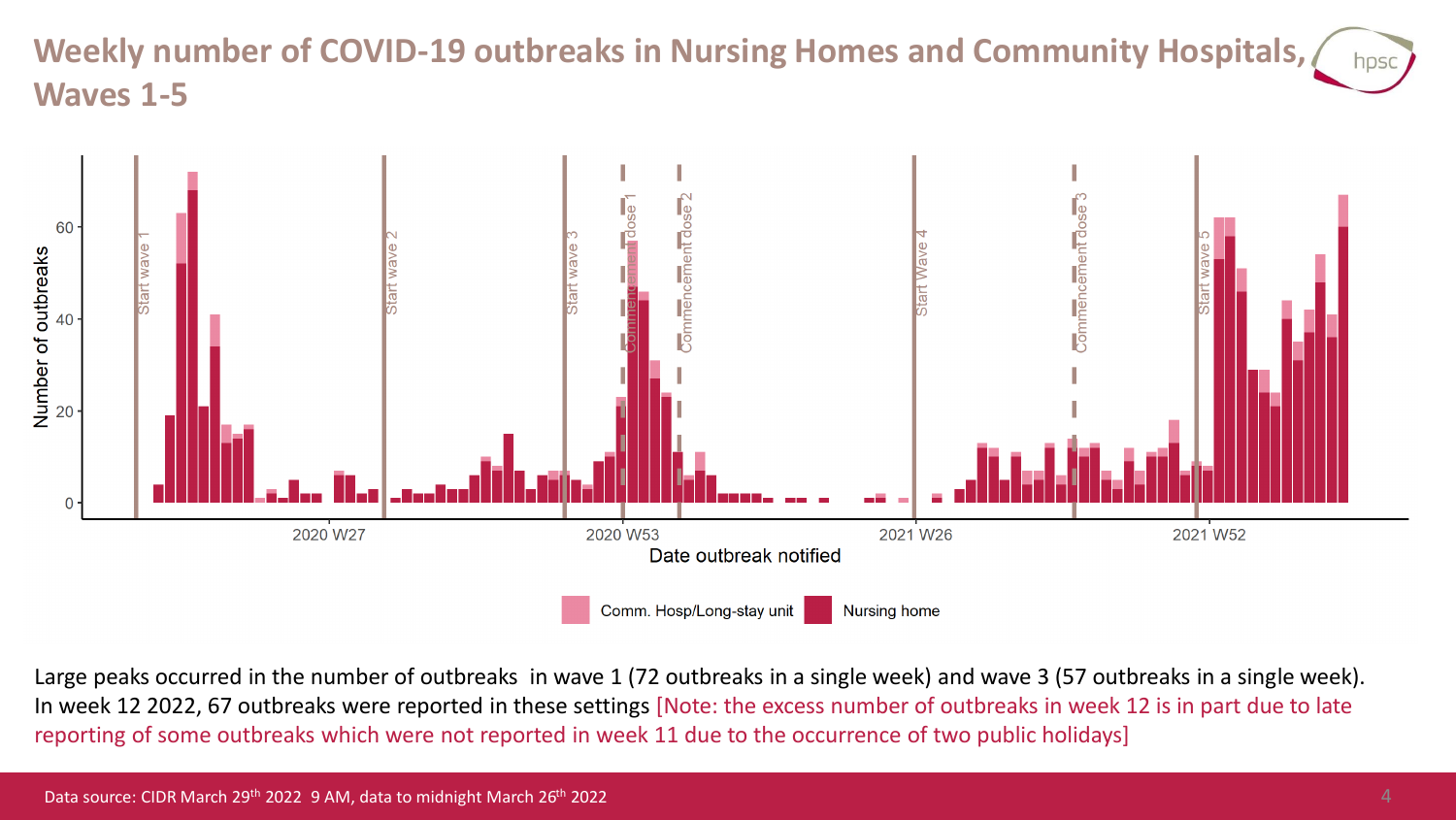# Weekly number of COVID-19 outbreaks in Nursing Homes and Community Hospitals, Waves 1-5

Large peaks occurred in the number of outbreaks in wave 1 (72 outbreaks in a single week) and wave 3 (57 outbreaks in a single week). In week 12 2022, 67 outbreaks were reported in these settings [Note: the excess number of outbreaks in week 12 is in part due to late reporting of some outbreaks which were not reported in week 11 due to the occurrence of two public holidays]

Data source: CIDR March 29th 2022 9 AM, data to midnight March 26th 2022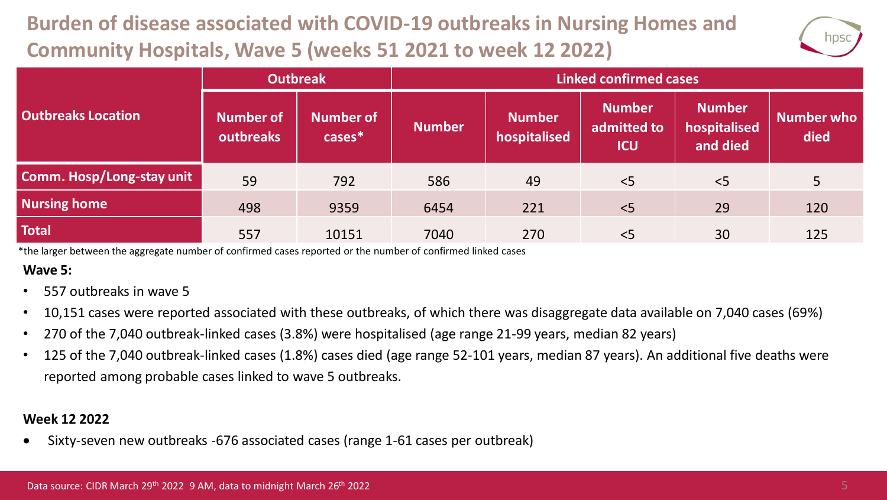# Burden of disease associated with COVID-19 outbreaks in Nursing Homes and Community Hospitals, Wave 5 (weeks 51 2021 to week 12 2022)

| Outbreaks Location | Outbreak | | Linked confirmed cases | | | | |
|---|---|---|---|---|---|---|---|
| | Number of outbreaks | Number of cases* | Number | Number hospitalised | Number admitted to ICU | Number hospitalised and died | Number who died |
| Comm. Hosp/Long-stay unit | 59 | 792 | 586 | 49 | <5 | <5 | 5 |
| Nursing home | 498 | 9359 | 6454 | 221 | <5 | 29 | 120 |
| Total | 557 | 10151 | 7040 | 270 | <5 | 30 | 125 |

*the larger between the aggregate number of confirmed cases reported or the number of confirmed linked cases

**Wave 5:**

- 557 outbreaks in wave 5
- 10,151 cases were reported associated with these outbreaks, of which there was disaggregate data available on 7,040 cases (69%)
- 270 of the 7,040 outbreak-linked cases (3.8%) were hospitalised (age range 21-99 years, median 82 years)
- 125 of the 7,040 outbreak-linked cases (1.8%) cases died (age range 52-101 years, median 87 years). An additional five deaths were reported among probable cases linked to wave 5 outbreaks.

**Week 12 2022**

- Sixty-seven new outbreaks -676 associated cases (range 1-61 cases per outbreak)

Data source: CIDR March 29th 2022 9 AM, data to midnight March 26th 2022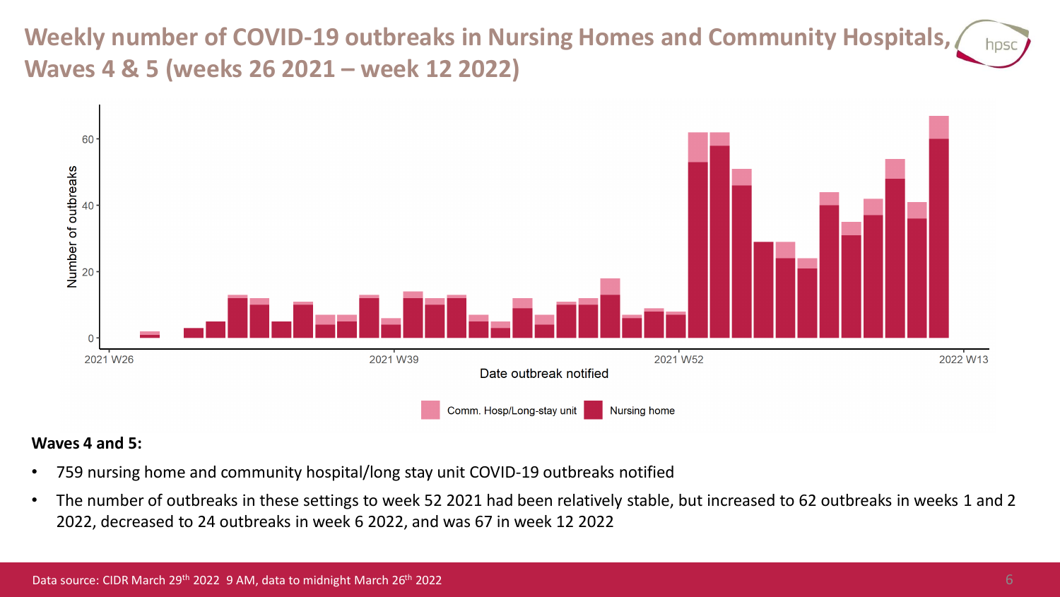# Weekly number of COVID-19 outbreaks in Nursing Homes and Community Hospitals, Waves 4 & 5 (weeks 26 2021 – week 12 2022)

**Waves 4 and 5:**

- 759 nursing home and community hospital/long stay unit COVID-19 outbreaks notified
- The number of outbreaks in these settings to week 52 2021 had been relatively stable, but increased to 62 outbreaks in weeks 1 and 2 2022, decreased to 24 outbreaks in week 6 2022, and was 67 in week 12 2022

Data source: CIDR March 29th 2022 9 AM, data to midnight March 26th 2022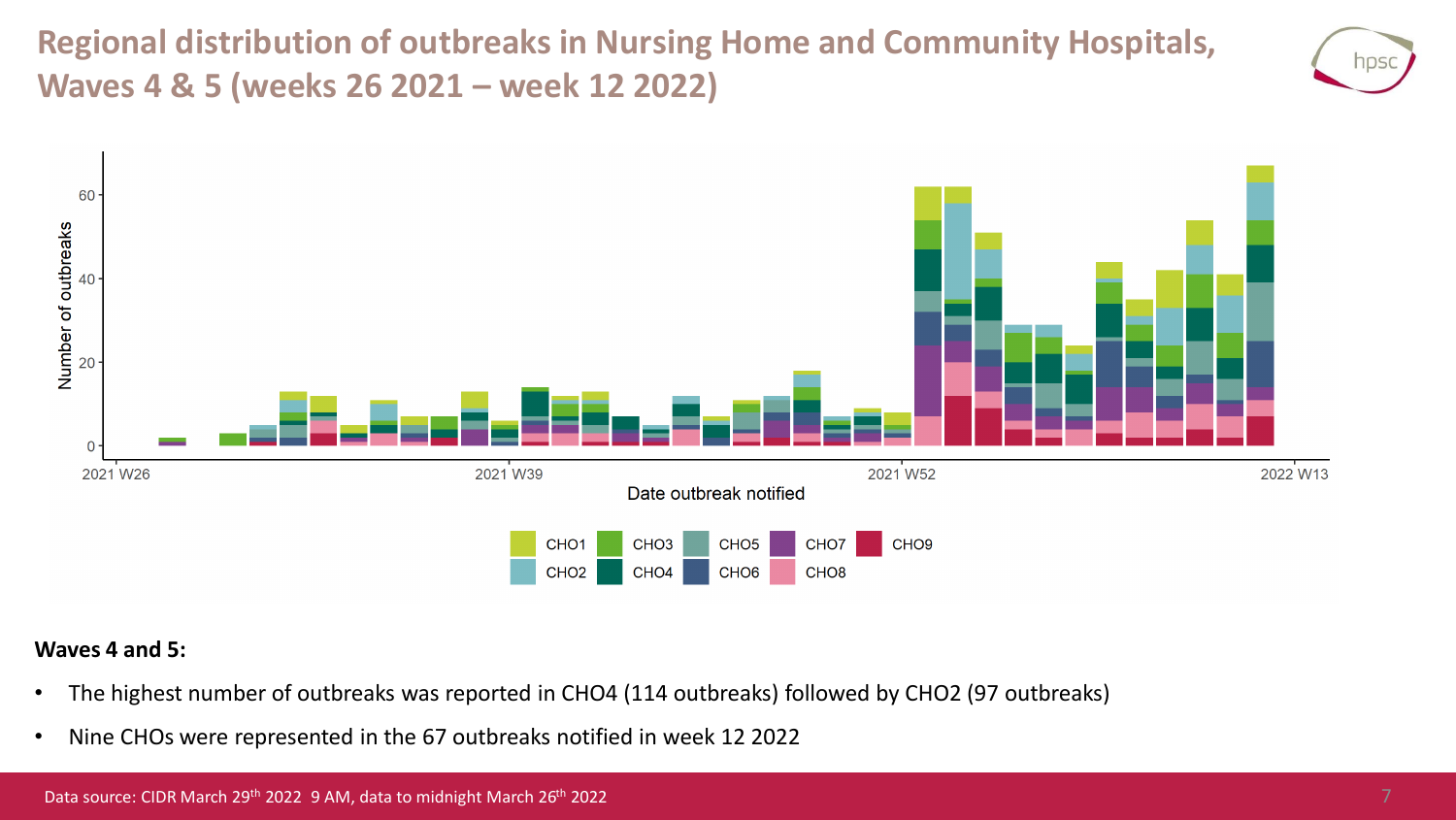# Regional distribution of outbreaks in Nursing Home and Community Hospitals, Waves 4 & 5 (weeks 26 2021 – week 12 2022)

**Waves 4 and 5:**

- The highest number of outbreaks was reported in CHO4 (114 outbreaks) followed by CHO2 (97 outbreaks)
- Nine CHOs were represented in the 67 outbreaks notified in week 12 2022

Data source: CIDR March 29th 2022 9 AM, data to midnight March 26th 2022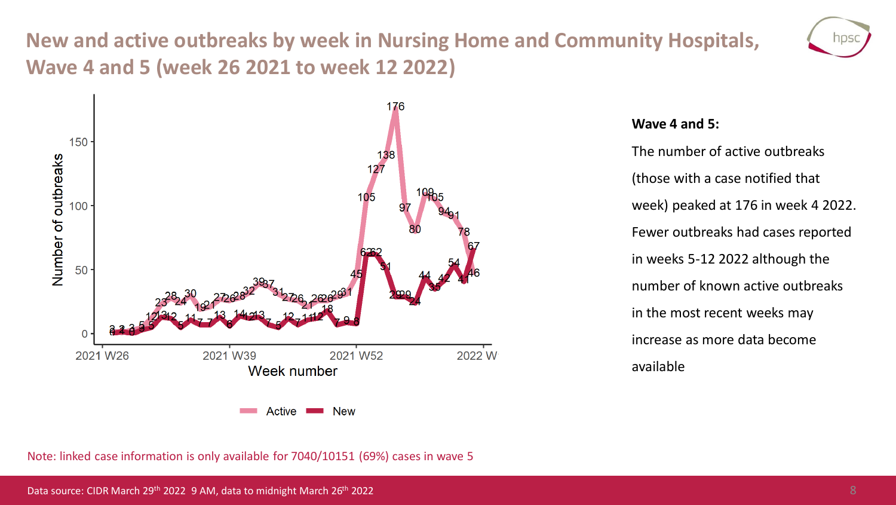# New and active outbreaks by week in Nursing Home and Community Hospitals, Wave 4 and 5 (week 26 2021 to week 12 2022)

**Wave 4 and 5:**

The number of active outbreaks (those with a case notified that week) peaked at 176 in week 4 2022. Fewer outbreaks had cases reported in weeks 5-12 2022 although the number of known active outbreaks in the most recent weeks may increase as more data become available

Note: linked case information is only available for 7040/10151 (69%) cases in wave 5

Data source: CIDR March 29th 2022 9 AM, data to midnight March 26th 2022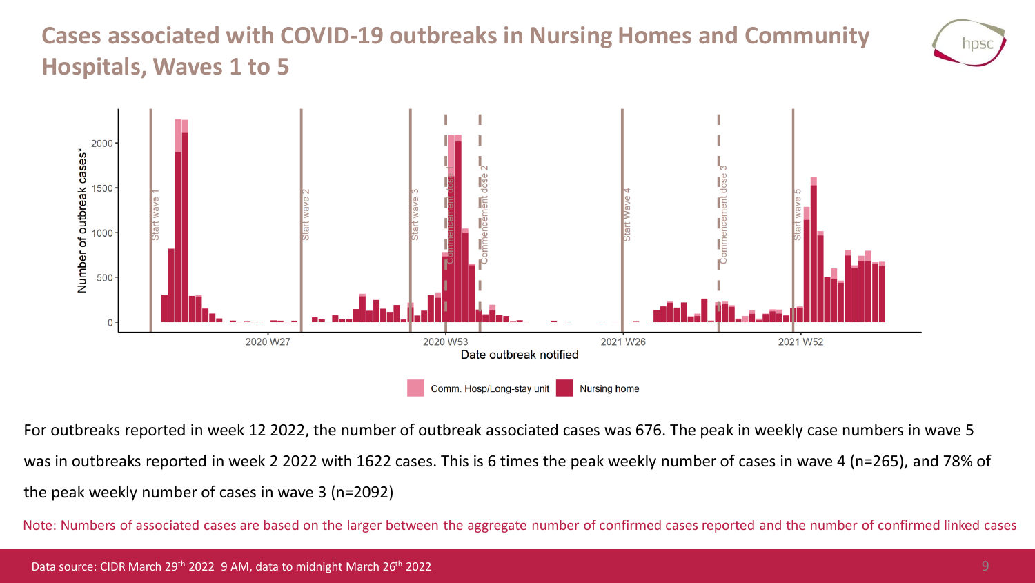# Cases associated with COVID-19 outbreaks in Nursing Homes and Community Hospitals, Waves 1 to 5

For outbreaks reported in week 12 2022, the number of outbreak associated cases was 676. The peak in weekly case numbers in wave 5 was in outbreaks reported in week 2 2022 with 1622 cases. This is 6 times the peak weekly number of cases in wave 4 (n=265), and 78% of the peak weekly number of cases in wave 3 (n=2092)

Note: Numbers of associated cases are based on the larger between the aggregate number of confirmed cases reported and the number of confirmed linked cases

Data source: CIDR March 29th 2022 9 AM, data to midnight March 26th 2022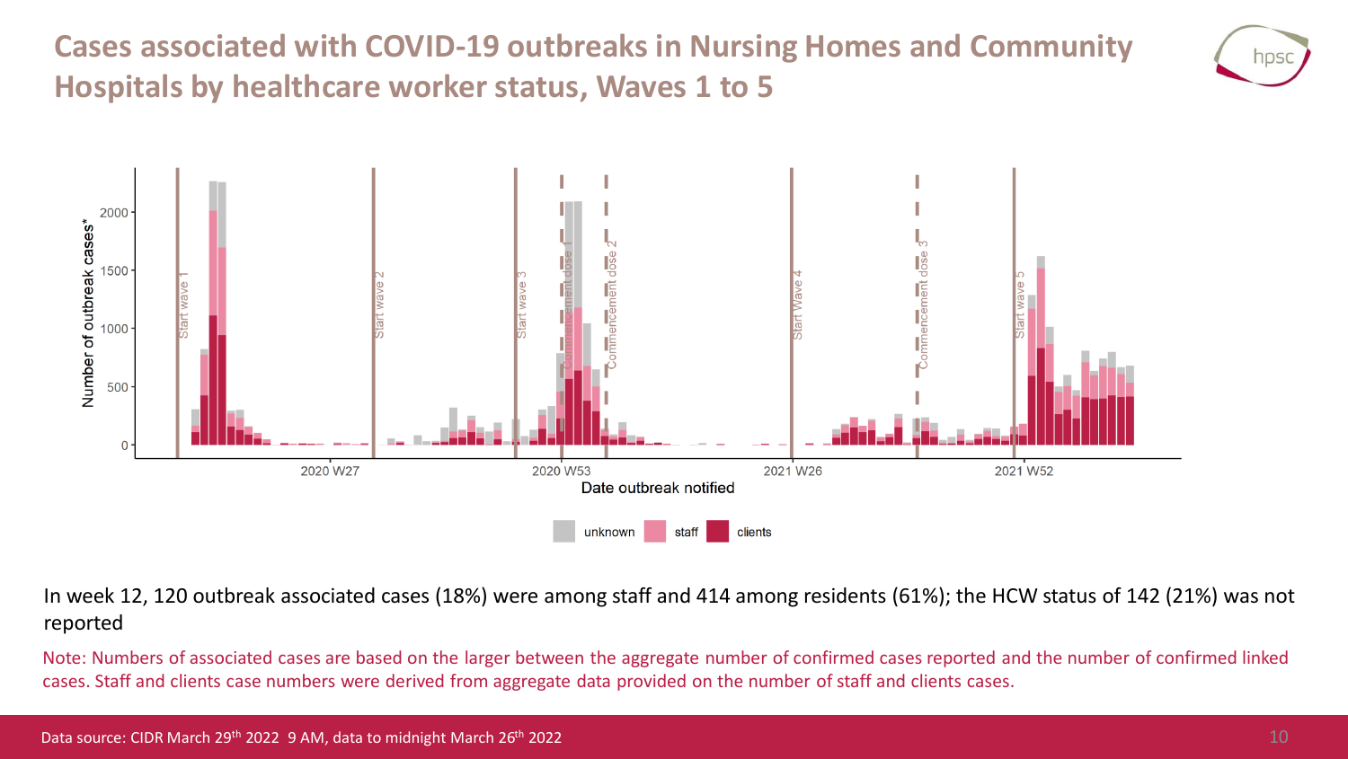# Cases associated with COVID-19 outbreaks in Nursing Homes and Community Hospitals by healthcare worker status, Waves 1 to 5

In week 12, 120 outbreak associated cases (18%) were among staff and 414 among residents (61%); the HCW status of 142 (21%) was not reported

Note: Numbers of associated cases are based on the larger between the aggregate number of confirmed cases reported and the number of confirmed linked cases. Staff and clients case numbers were derived from aggregate data provided on the number of staff and clients cases.

Data source: CIDR March 29th 2022 9 AM, data to midnight March 26th 2022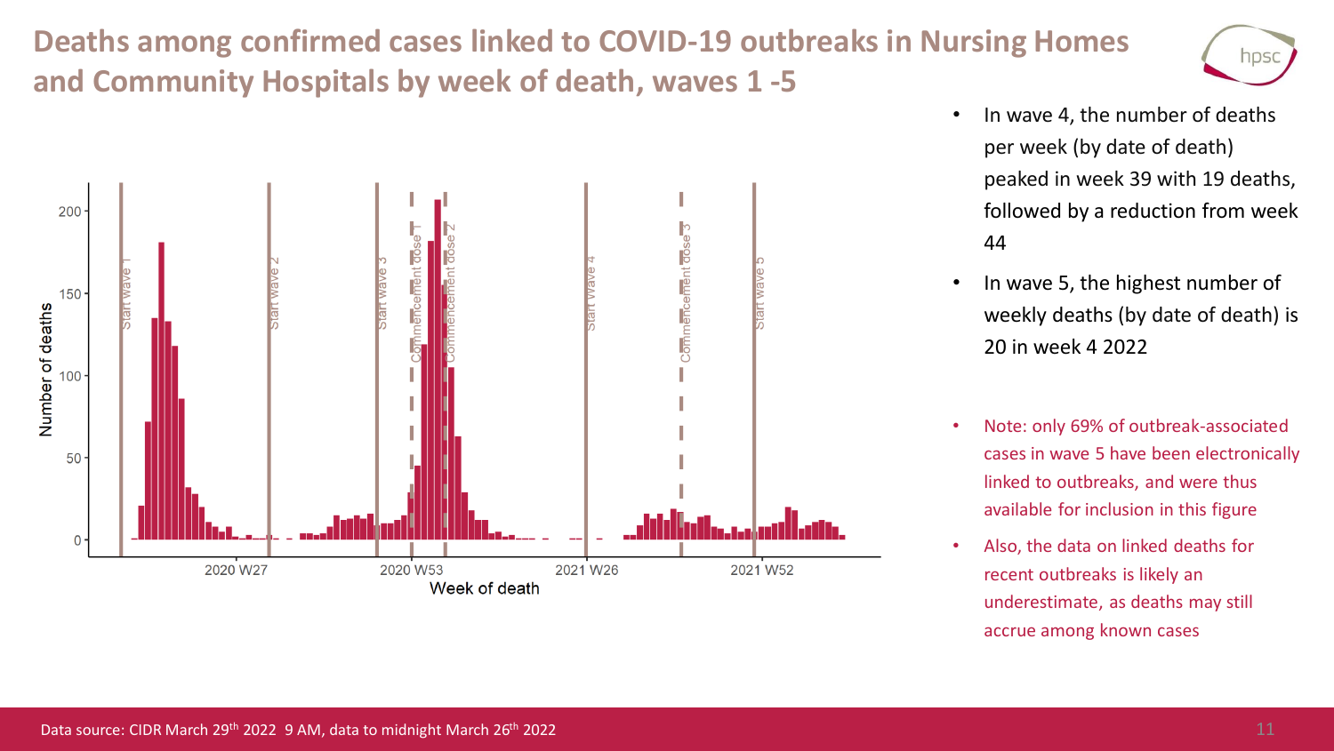# Deaths among confirmed cases linked to COVID-19 outbreaks in Nursing Homes and Community Hospitals by week of death, waves 1 -5

- In wave 4, the number of deaths per week (by date of death) peaked in week 39 with 19 deaths, followed by a reduction from week 44
- In wave 5, the highest number of weekly deaths (by date of death) is 20 in week 4 2022

- Note: only 69% of outbreak-associated cases in wave 5 have been electronically linked to outbreaks, and were thus available for inclusion in this figure
- Also, the data on linked deaths for recent outbreaks is likely an underestimate, as deaths may still accrue among known cases

Data source: CIDR March 29th 2022 9 AM, data to midnight March 26th 2022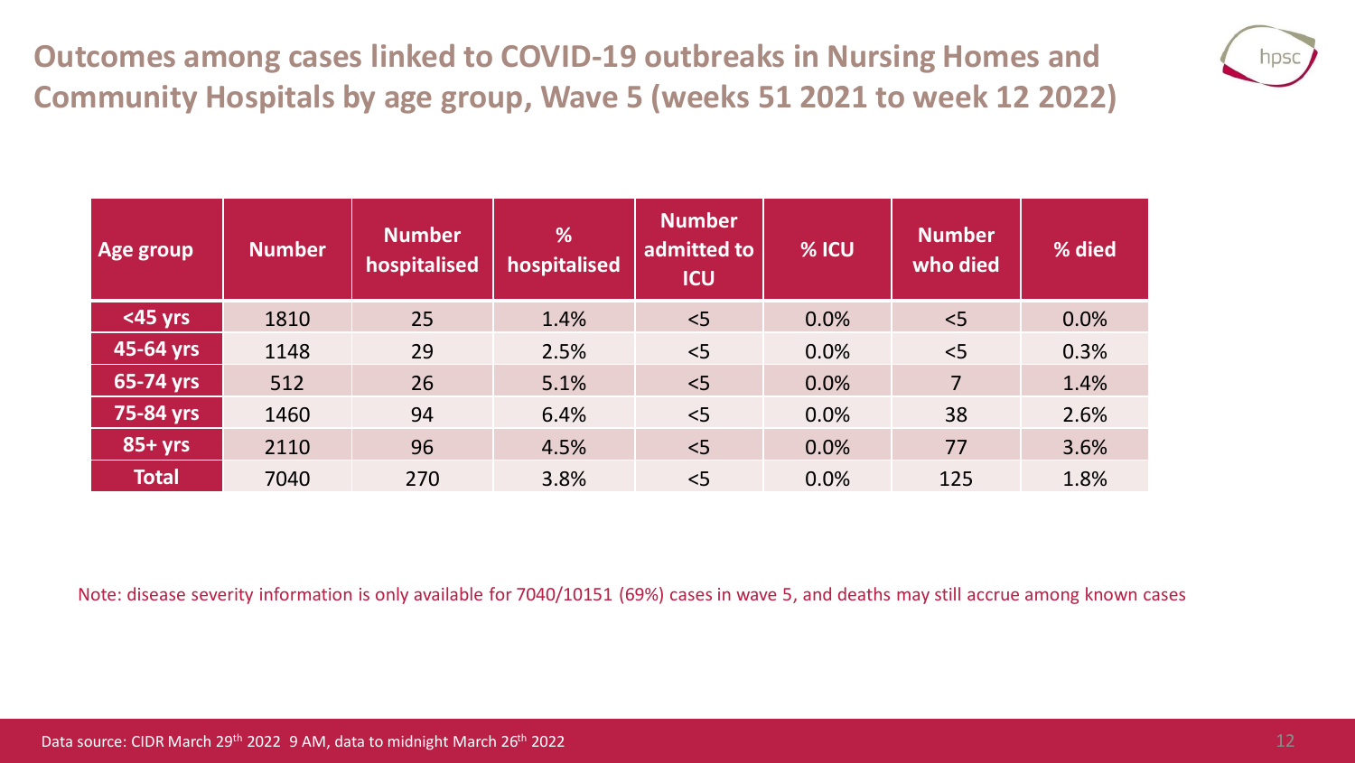# Outcomes among cases linked to COVID-19 outbreaks in Nursing Homes and Community Hospitals by age group, Wave 5 (weeks 51 2021 to week 12 2022)

| Age group | Number | Number hospitalised | % hospitalised | Number admitted to ICU | % ICU | Number who died | % died |
|---|---|---|---|---|---|---|---|
| <45 yrs | 1810 | 25 | 1.4% | <5 | 0.0% | <5 | 0.0% |
| 45-64 yrs | 1148 | 29 | 2.5% | <5 | 0.0% | <5 | 0.3% |
| 65-74 yrs | 512 | 26 | 5.1% | <5 | 0.0% | 7 | 1.4% |
| 75-84 yrs | 1460 | 94 | 6.4% | <5 | 0.0% | 38 | 2.6% |
| 85+ yrs | 2110 | 96 | 4.5% | <5 | 0.0% | 77 | 3.6% |
| Total | 7040 | 270 | 3.8% | <5 | 0.0% | 125 | 1.8% |

Note: disease severity information is only available for 7040/10151 (69%) cases in wave 5, and deaths may still accrue among known cases

Data source: CIDR March 29th 2022 9 AM, data to midnight March 26th 2022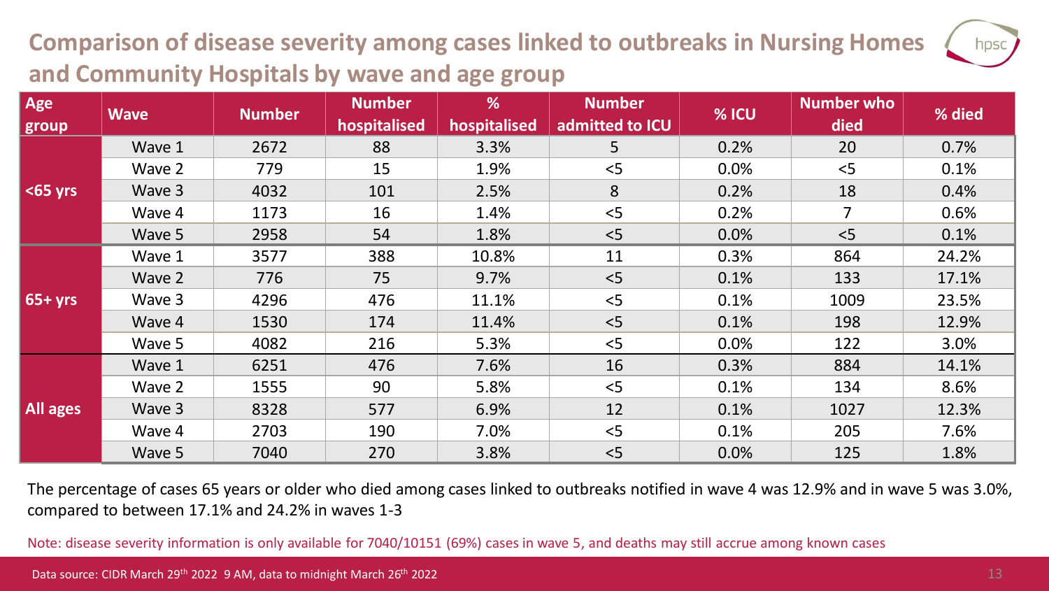# Comparison of disease severity among cases linked to outbreaks in Nursing Homes and Community Hospitals by wave and age group

| Age group | Wave | Number | Number hospitalised | % hospitalised | Number admitted to ICU | % ICU | Number who died | % died |
|---|---|---|---|---|---|---|---|---|
| <65 yrs | Wave 1 | 2672 | 88 | 3.3% | 5 | 0.2% | 20 | 0.7% |
| | Wave 2 | 779 | 15 | 1.9% | <5 | 0.0% | <5 | 0.1% |
| | Wave 3 | 4032 | 101 | 2.5% | 8 | 0.2% | 18 | 0.4% |
| | Wave 4 | 1173 | 16 | 1.4% | <5 | 0.2% | 7 | 0.6% |
| | Wave 5 | 2958 | 54 | 1.8% | <5 | 0.0% | <5 | 0.1% |
| 65+ yrs | Wave 1 | 3577 | 388 | 10.8% | 11 | 0.3% | 864 | 24.2% |
| | Wave 2 | 776 | 75 | 9.7% | <5 | 0.1% | 133 | 17.1% |
| | Wave 3 | 4296 | 476 | 11.1% | <5 | 0.1% | 1009 | 23.5% |
| | Wave 4 | 1530 | 174 | 11.4% | <5 | 0.1% | 198 | 12.9% |
| | Wave 5 | 4082 | 216 | 5.3% | <5 | 0.0% | 122 | 3.0% |
| All ages | Wave 1 | 6251 | 476 | 7.6% | 16 | 0.3% | 884 | 14.1% |
| | Wave 2 | 1555 | 90 | 5.8% | <5 | 0.1% | 134 | 8.6% |
| | Wave 3 | 8328 | 577 | 6.9% | 12 | 0.1% | 1027 | 12.3% |
| | Wave 4 | 2703 | 190 | 7.0% | <5 | 0.1% | 205 | 7.6% |
| | Wave 5 | 7040 | 270 | 3.8% | <5 | 0.0% | 125 | 1.8% |

The percentage of cases 65 years or older who died among cases linked to outbreaks notified in wave 4 was 12.9% and in wave 5 was 3.0%, compared to between 17.1% and 24.2% in waves 1-3

Note: disease severity information is only available for 7040/10151 (69%) cases in wave 5, and deaths may still accrue among known cases

Data source: CIDR March 29th 2022 9 AM, data to midnight March 26th 2022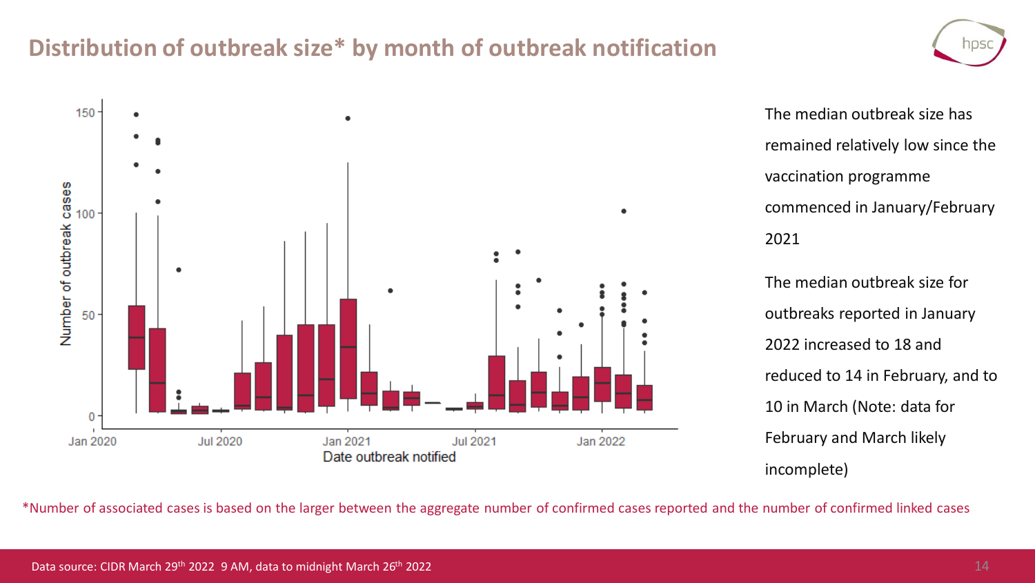# Distribution of outbreak size* by month of outbreak notification

The median outbreak size has remained relatively low since the vaccination programme commenced in January/February 2021

The median outbreak size for outbreaks reported in January 2022 increased to 18 and reduced to 14 in February, and to 10 in March (Note: data for February and March likely incomplete)

*Number of associated cases is based on the larger between the aggregate number of confirmed cases reported and the number of confirmed linked cases

Data source: CIDR March 29th 2022 9 AM, data to midnight March 26th 2022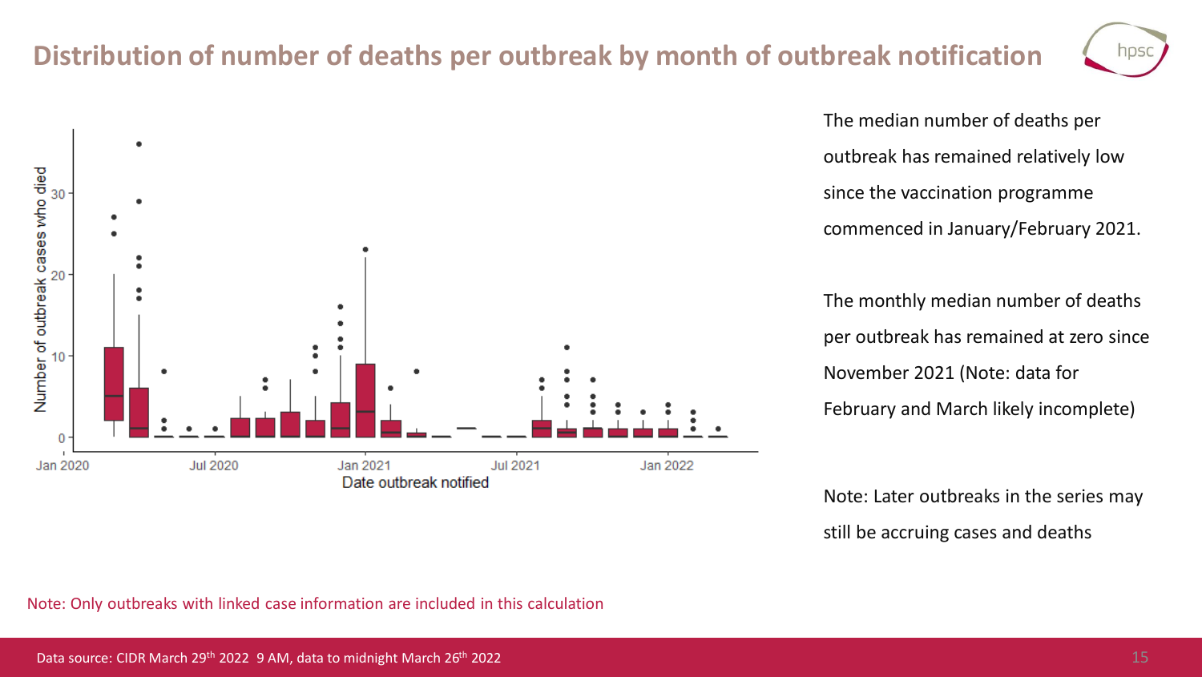# Distribution of number of deaths per outbreak by month of outbreak notification

The median number of deaths per outbreak has remained relatively low since the vaccination programme commenced in January/February 2021.

The monthly median number of deaths per outbreak has remained at zero since November 2021 (Note: data for February and March likely incomplete)

Note: Later outbreaks in the series may still be accruing cases and deaths

Note: Only outbreaks with linked case information are included in this calculation

Data source: CIDR March 29th 2022 9 AM, data to midnight March 26th 2022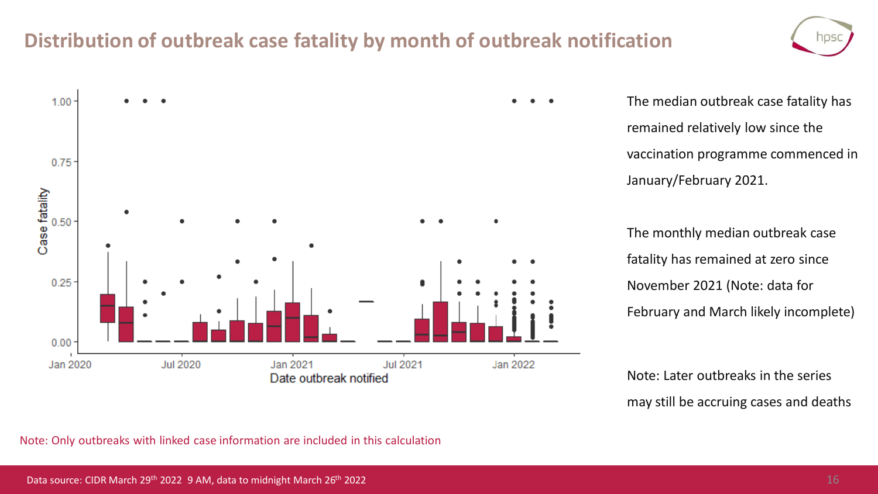# Distribution of outbreak case fatality by month of outbreak notification

The median outbreak case fatality has remained relatively low since the vaccination programme commenced in January/February 2021.

The monthly median outbreak case fatality has remained at zero since November 2021 (Note: data for February and March likely incomplete)

Note: Later outbreaks in the series may still be accruing cases and deaths

Note: Only outbreaks with linked case information are included in this calculation

Data source: CIDR March 29th 2022 9 AM, data to midnight March 26th 2022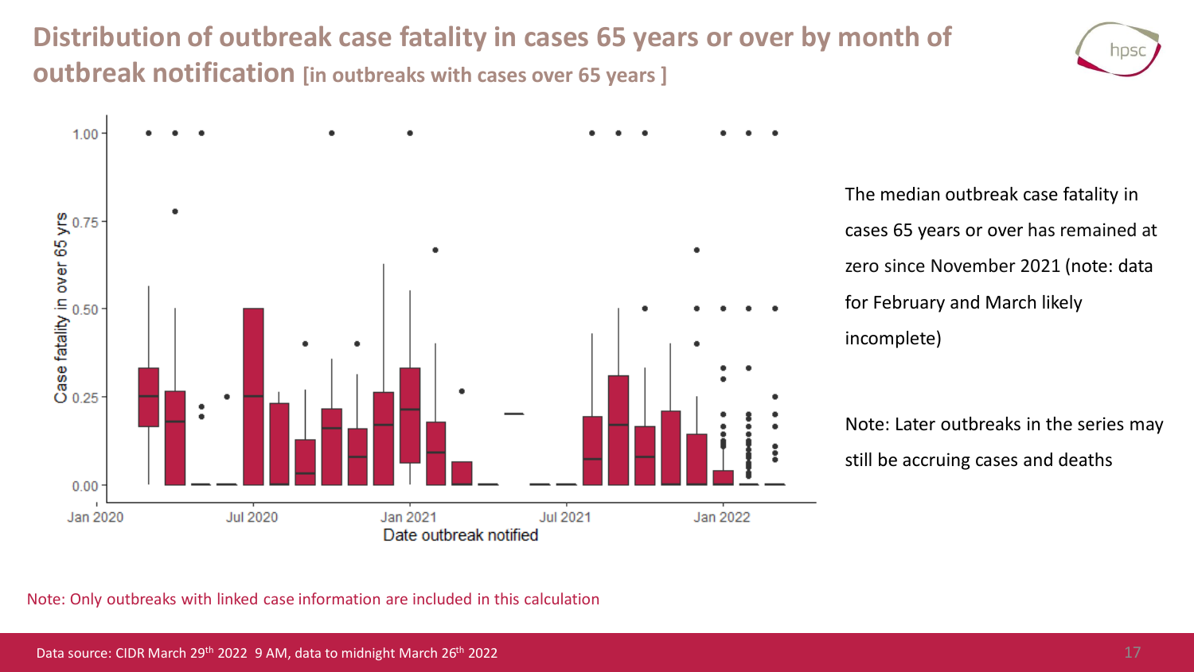# Distribution of outbreak case fatality in cases 65 years or over by month of outbreak notification [in outbreaks with cases over 65 years ]

Case fatality in over 65 yrs

1.00

0.75

0.50

0.25

0.00

Jan 2020

Jul 2020

Jan 2021

Jul 2021

Jan 2022

Date outbreak notified

The median outbreak case fatality in cases 65 years or over has remained at zero since November 2021 (note: data for February and March likely incomplete)

Note: Later outbreaks in the series may still be accruing cases and deaths

Note: Only outbreaks with linked case information are included in this calculation

Data source: CIDR March 29th 2022 9 AM, data to midnight March 26th 2022